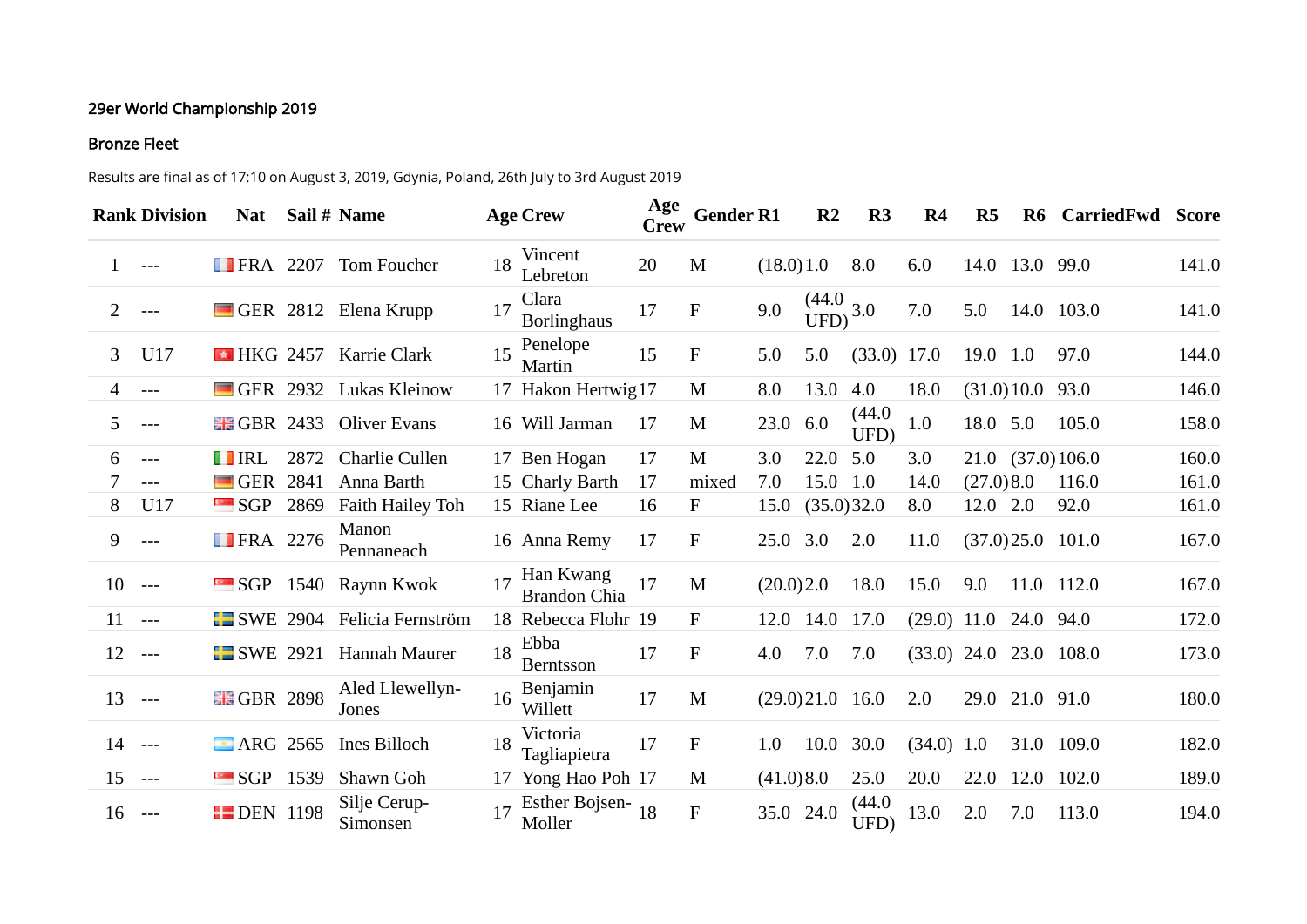29er World Championship 2019

Bronze Fleet

Results are final as of 17:10 on August 3, 2019, Gdynia, Poland, 26th July to 3rd August 2019

| Rank | Division | Nat | Sail # | Name | Age | Crew | Age Crew | Gender | R1 | R2 | R3 | R4 | R5 | R6 | CarriedFwd | Score |
|---|---|---|---|---|---|---|---|---|---|---|---|---|---|---|---|---|
| 1 | --- | FRA | 2207 | Tom Foucher | 18 | Vincent Lebreton | 20 | M | (18.0) | 1.0 | 8.0 | 6.0 | 14.0 | 13.0 | 99.0 | 141.0 |
| 2 | --- | GER | 2812 | Elena Krupp | 17 | Clara Borlinghaus | 17 | F | 9.0 | (44.0 UFD) | 3.0 | 7.0 | 5.0 | 14.0 | 103.0 | 141.0 |
| 3 | U17 | HKG | 2457 | Karrie Clark | 15 | Penelope Martin | 15 | F | 5.0 | 5.0 | (33.0) | 17.0 | 19.0 | 1.0 | 97.0 | 144.0 |
| 4 | --- | GER | 2932 | Lukas Kleinow | 17 | Hakon Hertwig | 17 | M | 8.0 | 13.0 | 4.0 | 18.0 | (31.0) | 10.0 | 93.0 | 146.0 |
| 5 | --- | GBR | 2433 | Oliver Evans | 16 | Will Jarman | 17 | M | 23.0 | 6.0 | (44.0 UFD) | 1.0 | 18.0 | 5.0 | 105.0 | 158.0 |
| 6 | --- | IRL | 2872 | Charlie Cullen | 17 | Ben Hogan | 17 | M | 3.0 | 22.0 | 5.0 | 3.0 | 21.0 | (37.0) | 106.0 | 160.0 |
| 7 | --- | GER | 2841 | Anna Barth | 15 | Charly Barth | 17 | mixed | 7.0 | 15.0 | 1.0 | 14.0 | (27.0) | 8.0 | 116.0 | 161.0 |
| 8 | U17 | SGP | 2869 | Faith Hailey Toh | 15 | Riane Lee | 16 | F | 15.0 | (35.0) | 32.0 | 8.0 | 12.0 | 2.0 | 92.0 | 161.0 |
| 9 | --- | FRA | 2276 | Manon Pennaneach | 16 | Anna Remy | 17 | F | 25.0 | 3.0 | 2.0 | 11.0 | (37.0) | 25.0 | 101.0 | 167.0 |
| 10 | --- | SGP | 1540 | Raynn Kwok | 17 | Han Kwang Brandon Chia | 17 | M | (20.0) | 2.0 | 18.0 | 15.0 | 9.0 | 11.0 | 112.0 | 167.0 |
| 11 | --- | SWE | 2904 | Felicia Fernström | 18 | Rebecca Flohr | 19 | F | 12.0 | 14.0 | 17.0 | (29.0) | 11.0 | 24.0 | 94.0 | 172.0 |
| 12 | --- | SWE | 2921 | Hannah Maurer | 18 | Ebba Berntsson | 17 | F | 4.0 | 7.0 | 7.0 | (33.0) | 24.0 | 23.0 | 108.0 | 173.0 |
| 13 | --- | GBR | 2898 | Aled Llewellyn-Jones | 16 | Benjamin Willett | 17 | M | (29.0) | 21.0 | 16.0 | 2.0 | 29.0 | 21.0 | 91.0 | 180.0 |
| 14 | --- | ARG | 2565 | Ines Billoch | 18 | Victoria Tagliapietra | 17 | F | 1.0 | 10.0 | 30.0 | (34.0) | 1.0 | 31.0 | 109.0 | 182.0 |
| 15 | --- | SGP | 1539 | Shawn Goh | 17 | Yong Hao Poh | 17 | M | (41.0) | 8.0 | 25.0 | 20.0 | 22.0 | 12.0 | 102.0 | 189.0 |
| 16 | --- | DEN | 1198 | Silje Cerup-Simonsen | 17 | Esther Bojsen-Moller | 18 | F | 35.0 | 24.0 | (44.0 UFD) | 13.0 | 2.0 | 7.0 | 113.0 | 194.0 |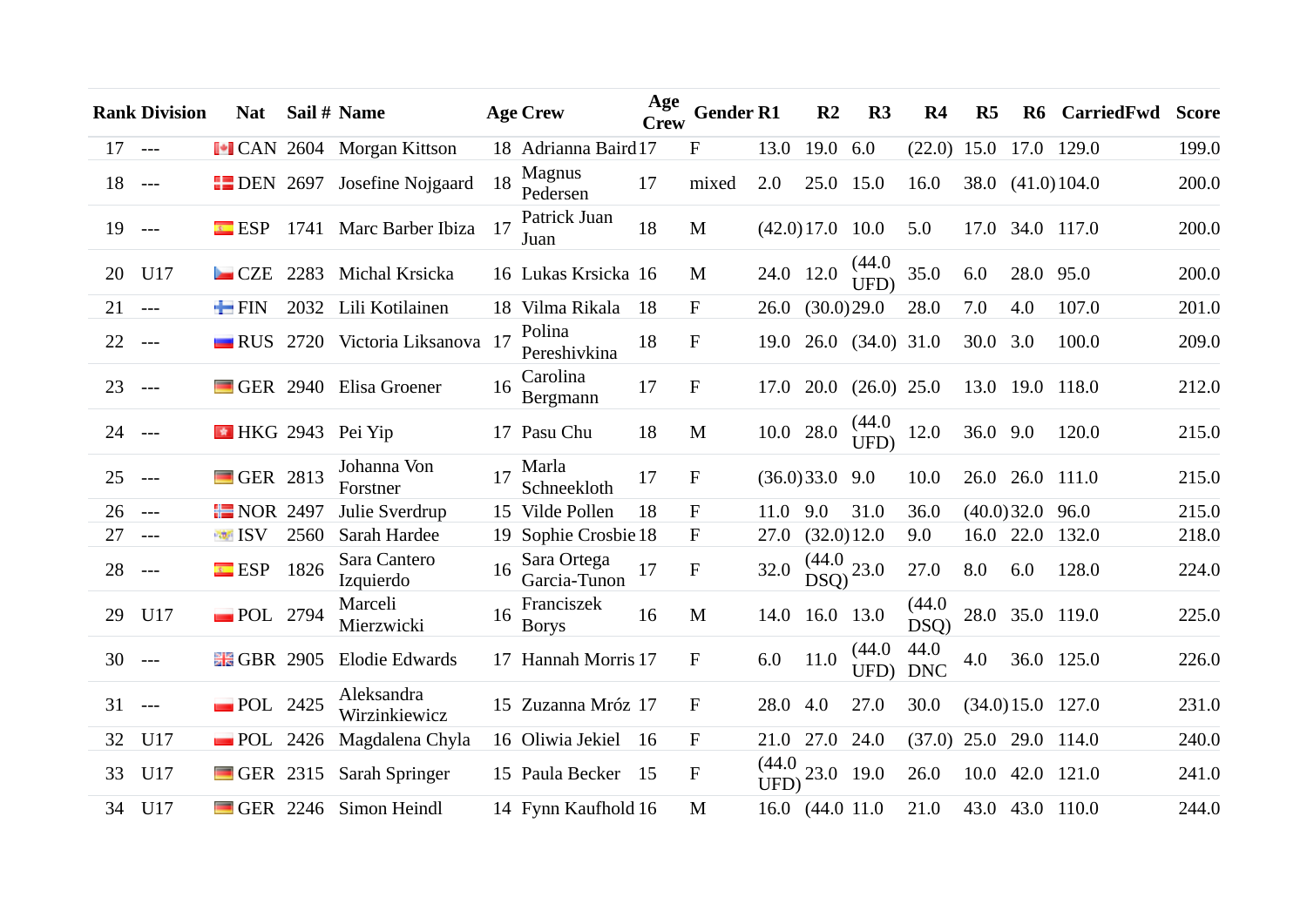| Rank | Division | Nat | Sail # | Name | Age | Crew | Age Crew | Gender | R1 | R2 | R3 | R4 | R5 | R6 | CarriedFwd | Score |
|---|---|---|---|---|---|---|---|---|---|---|---|---|---|---|---|---|
| 17 | --- | CAN | 2604 | Morgan Kittson | 18 | Adrianna Baird | 17 | F | 13.0 | 19.0 | 6.0 | (22.0) | 15.0 | 17.0 | 129.0 | 199.0 |
| 18 | --- | DEN | 2697 | Josefine Nojgaard | 18 | Magnus Pedersen | 17 | mixed | 2.0 | 25.0 | 15.0 | 16.0 | 38.0 | (41.0) | 104.0 | 200.0 |
| 19 | --- | ESP | 1741 | Marc Barber Ibiza | 17 | Patrick Juan Juan | 18 | M | (42.0) | 17.0 | 10.0 | 5.0 | 17.0 | 34.0 | 117.0 | 200.0 |
| 20 | U17 | CZE | 2283 | Michal Krsicka | 16 | Lukas Krsicka | 16 | M | 24.0 | 12.0 | (44.0 UFD) | 35.0 | 6.0 | 28.0 | 95.0 | 200.0 |
| 21 | --- | FIN | 2032 | Lili Kotilainen | 18 | Vilma Rikala | 18 | F | 26.0 | (30.0) | 29.0 | 28.0 | 7.0 | 4.0 | 107.0 | 201.0 |
| 22 | --- | RUS | 2720 | Victoria Liksanova | 17 | Polina Pereshivkina | 18 | F | 19.0 | 26.0 | (34.0) | 31.0 | 30.0 | 3.0 | 100.0 | 209.0 |
| 23 | --- | GER | 2940 | Elisa Groener | 16 | Carolina Bergmann | 17 | F | 17.0 | 20.0 | (26.0) | 25.0 | 13.0 | 19.0 | 118.0 | 212.0 |
| 24 | --- | HKG | 2943 | Pei Yip | 17 | Pasu Chu | 18 | M | 10.0 | 28.0 | (44.0 UFD) | 12.0 | 36.0 | 9.0 | 120.0 | 215.0 |
| 25 | --- | GER | 2813 | Johanna Von Forstner | 17 | Marla Schneekloth | 17 | F | (36.0) | 33.0 | 9.0 | 10.0 | 26.0 | 26.0 | 111.0 | 215.0 |
| 26 | --- | NOR | 2497 | Julie Sverdrup | 15 | Vilde Pollen | 18 | F | 11.0 | 9.0 | 31.0 | 36.0 | (40.0) | 32.0 | 96.0 | 215.0 |
| 27 | --- | ISV | 2560 | Sarah Hardee | 19 | Sophie Crosbie | 18 | F | 27.0 | (32.0) | 12.0 | 9.0 | 16.0 | 22.0 | 132.0 | 218.0 |
| 28 | --- | ESP | 1826 | Sara Cantero Izquierdo | 16 | Sara Ortega Garcia-Tunon | 17 | F | 32.0 | (44.0 DSQ) | 23.0 | 27.0 | 8.0 | 6.0 | 128.0 | 224.0 |
| 29 | U17 | POL | 2794 | Marceli Mierzwicki | 16 | Franciszek Borys | 16 | M | 14.0 | 16.0 | 13.0 | (44.0 DSQ) | 28.0 | 35.0 | 119.0 | 225.0 |
| 30 | --- | GBR | 2905 | Elodie Edwards | 17 | Hannah Morris | 17 | F | 6.0 | 11.0 | (44.0 UFD) | 44.0 DNC | 4.0 | 36.0 | 125.0 | 226.0 |
| 31 | --- | POL | 2425 | Aleksandra Wirzinkiewicz | 15 | Zuzanna Mróz | 17 | F | 28.0 | 4.0 | 27.0 | 30.0 | (34.0) | 15.0 | 127.0 | 231.0 |
| 32 | U17 | POL | 2426 | Magdalena Chyla | 16 | Oliwia Jekiel | 16 | F | 21.0 | 27.0 | 24.0 | (37.0) | 25.0 | 29.0 | 114.0 | 240.0 |
| 33 | U17 | GER | 2315 | Sarah Springer | 15 | Paula Becker | 15 | F | (44.0 UFD) | 23.0 | 19.0 | 26.0 | 10.0 | 42.0 | 121.0 | 241.0 |
| 34 | U17 | GER | 2246 | Simon Heindl | 14 | Fynn Kaufhold | 16 | M | 16.0 | (44.0 | 11.0 | 21.0 | 43.0 | 43.0 | 110.0 | 244.0 |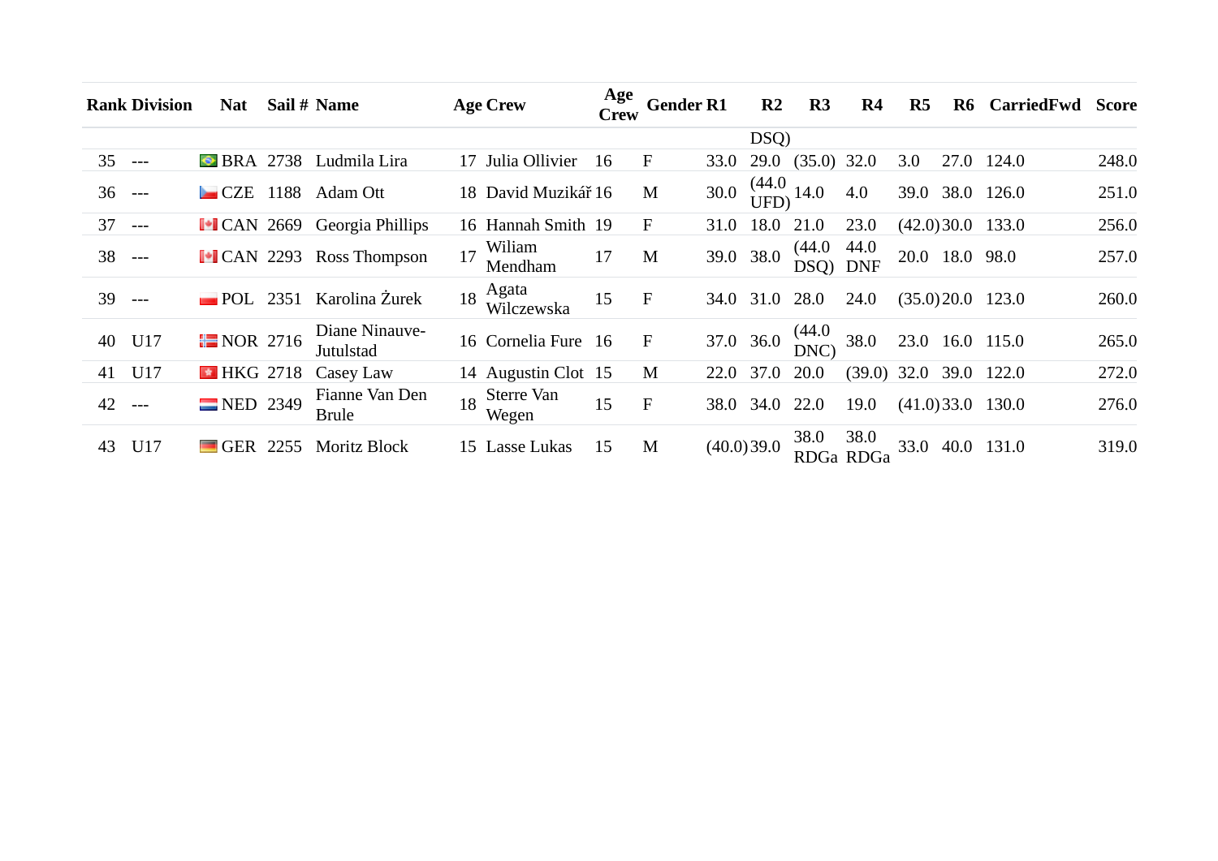| Rank | Division | Nat | Sail # | Name | Age | Crew | Age Crew | Gender | R1 | R2 | R3 | R4 | R5 | R6 | CarriedFwd | Score |
|---|---|---|---|---|---|---|---|---|---|---|---|---|---|---|---|---|
| | | | | | | | | | | DSQ) | | | | | | |
| 35 | --- | BRA | 2738 | Ludmila Lira | 17 | Julia Ollivier | 16 | F | 33.0 | 29.0 | (35.0) | 32.0 | 3.0 | 27.0 | 124.0 | 248.0 |
| 36 | --- | CZE | 1188 | Adam Ott | 18 | David Muzikář | 16 | M | 30.0 | (44.0 UFD) | 14.0 | 4.0 | 39.0 | 38.0 | 126.0 | 251.0 |
| 37 | --- | CAN | 2669 | Georgia Phillips | 16 | Hannah Smith | 19 | F | 31.0 | 18.0 | 21.0 | 23.0 | (42.0) | 30.0 | 133.0 | 256.0 |
| 38 | --- | CAN | 2293 | Ross Thompson | 17 | Wiliam Mendham | 17 | M | 39.0 | 38.0 | (44.0 DSQ) | 44.0 DNF | 20.0 | 18.0 | 98.0 | 257.0 |
| 39 | --- | POL | 2351 | Karolina Żurek | 18 | Agata Wilczewska | 15 | F | 34.0 | 31.0 | 28.0 | 24.0 | (35.0) | 20.0 | 123.0 | 260.0 |
| 40 | U17 | NOR | 2716 | Diane Ninauve-Jutulstad | 16 | Cornelia Fure | 16 | F | 37.0 | 36.0 | (44.0 DNC) | 38.0 | 23.0 | 16.0 | 115.0 | 265.0 |
| 41 | U17 | HKG | 2718 | Casey Law | 14 | Augustin Clot | 15 | M | 22.0 | 37.0 | 20.0 | (39.0) | 32.0 | 39.0 | 122.0 | 272.0 |
| 42 | --- | NED | 2349 | Fianne Van Den Brule | 18 | Sterre Van Wegen | 15 | F | 38.0 | 34.0 | 22.0 | 19.0 | (41.0) | 33.0 | 130.0 | 276.0 |
| 43 | U17 | GER | 2255 | Moritz Block | 15 | Lasse Lukas | 15 | M | (40.0) | 39.0 | 38.0 RDGa | 38.0 RDGa | 33.0 | 40.0 | 131.0 | 319.0 |